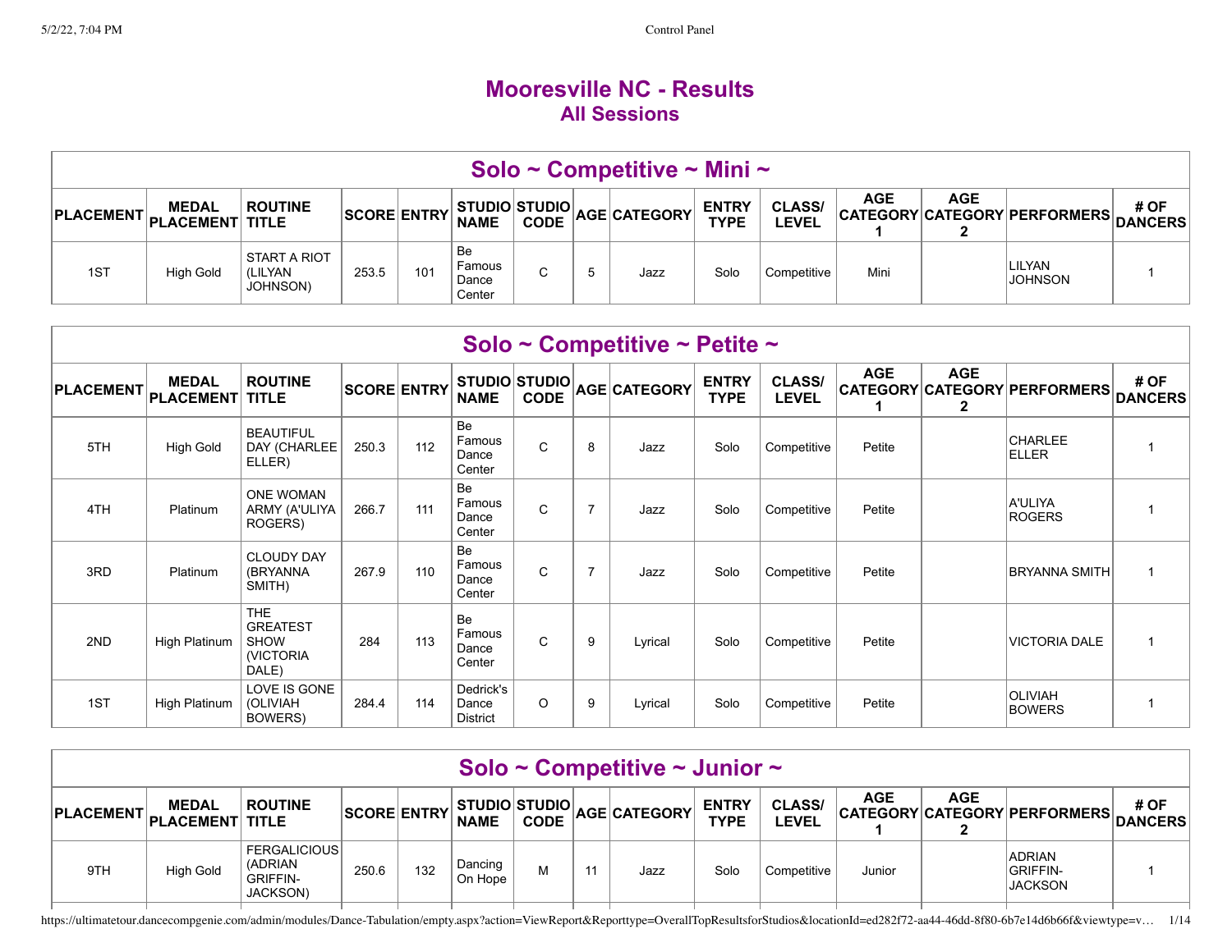# Mooresville NC - Results
## All Sessions

| Solo ~ Competitive ~ Mini ~ | | | | | | | | | | | | | | |
|---|---|---|---|---|---|---|---|---|---|---|---|---|---|---|
| **PLACEMENT** | **MEDAL PLACEMENT** | **ROUTINE TITLE** | **SCORE** | **ENTRY** | **STUDIO NAME** | **STUDIO CODE** | **AGE** | **CATEGORY** | **ENTRY TYPE** | **CLASS/ LEVEL** | **AGE CATEGORY 1** | **AGE CATEGORY 2** | **PERFORMERS** | **# OF DANCERS** |
| 1ST | High Gold | START A RIOT (LILYAN JOHNSON) | 253.5 | 101 | Be Famous Dance Center | C | 5 | Jazz | Solo | Competitive | Mini | | LILYAN JOHNSON | 1 |

| Solo ~ Competitive ~ Petite ~ | | | | | | | | | | | | | | |
|---|---|---|---|---|---|---|---|---|---|---|---|---|---|---|
| **PLACEMENT** | **MEDAL PLACEMENT** | **ROUTINE TITLE** | **SCORE** | **ENTRY** | **STUDIO NAME** | **STUDIO CODE** | **AGE** | **CATEGORY** | **ENTRY TYPE** | **CLASS/ LEVEL** | **AGE CATEGORY 1** | **AGE CATEGORY 2** | **PERFORMERS** | **# OF DANCERS** |
| 5TH | High Gold | BEAUTIFUL DAY (CHARLEE ELLER) | 250.3 | 112 | Be Famous Dance Center | C | 8 | Jazz | Solo | Competitive | Petite | | CHARLEE ELLER | 1 |
| 4TH | Platinum | ONE WOMAN ARMY (A'ULIYA ROGERS) | 266.7 | 111 | Be Famous Dance Center | C | 7 | Jazz | Solo | Competitive | Petite | | A'ULIYA ROGERS | 1 |
| 3RD | Platinum | CLOUDY DAY (BRYANNA SMITH) | 267.9 | 110 | Be Famous Dance Center | C | 7 | Jazz | Solo | Competitive | Petite | | BRYANNA SMITH | 1 |
| 2ND | High Platinum | THE GREATEST SHOW (VICTORIA DALE) | 284 | 113 | Be Famous Dance Center | C | 9 | Lyrical | Solo | Competitive | Petite | | VICTORIA DALE | 1 |
| 1ST | High Platinum | LOVE IS GONE (OLIVIAH BOWERS) | 284.4 | 114 | Dedrick's Dance District | O | 9 | Lyrical | Solo | Competitive | Petite | | OLIVIAH BOWERS | 1 |

| Solo ~ Competitive ~ Junior ~ | | | | | | | | | | | | | | |
|---|---|---|---|---|---|---|---|---|---|---|---|---|---|---|
| **PLACEMENT** | **MEDAL PLACEMENT** | **ROUTINE TITLE** | **SCORE** | **ENTRY** | **STUDIO NAME** | **STUDIO CODE** | **AGE** | **CATEGORY** | **ENTRY TYPE** | **CLASS/ LEVEL** | **AGE CATEGORY 1** | **AGE CATEGORY 2** | **PERFORMERS** | **# OF DANCERS** |
| 9TH | High Gold | FERGALICIOUS (ADRIAN GRIFFIN-JACKSON) | 250.6 | 132 | Dancing On Hope | M | 11 | Jazz | Solo | Competitive | Junior | | ADRIAN GRIFFIN-JACKSON | 1 |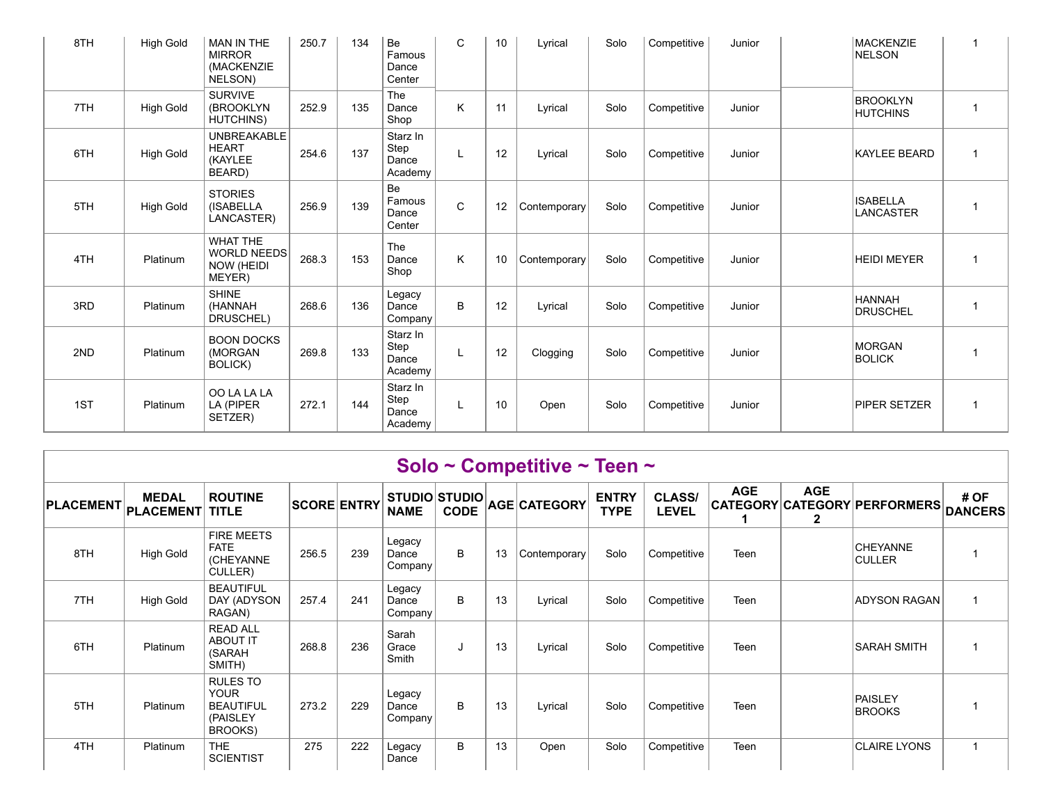| | | | | | | | | | | | | | | |
|---|---|---|---|---|---|---|---|---|---|---|---|---|---|---|
| 8TH | High Gold | MAN IN THE MIRROR (MACKENZIE NELSON) | 250.7 | 134 | Be Famous Dance Center | C | 10 | Lyrical | Solo | Competitive | Junior | | MACKENZIE NELSON | 1 |
| 7TH | High Gold | SURVIVE (BROOKLYN HUTCHINS) | 252.9 | 135 | The Dance Shop | K | 11 | Lyrical | Solo | Competitive | Junior | | BROOKLYN HUTCHINS | 1 |
| 6TH | High Gold | UNBREAKABLE HEART (KAYLEE BEARD) | 254.6 | 137 | Starz In Step Dance Academy | L | 12 | Lyrical | Solo | Competitive | Junior | | KAYLEE BEARD | 1 |
| 5TH | High Gold | STORIES (ISABELLA LANCASTER) | 256.9 | 139 | Be Famous Dance Center | C | 12 | Contemporary | Solo | Competitive | Junior | | ISABELLA LANCASTER | 1 |
| 4TH | Platinum | WHAT THE WORLD NEEDS NOW (HEIDI MEYER) | 268.3 | 153 | The Dance Shop | K | 10 | Contemporary | Solo | Competitive | Junior | | HEIDI MEYER | 1 |
| 3RD | Platinum | SHINE (HANNAH DRUSCHEL) | 268.6 | 136 | Legacy Dance Company | B | 12 | Lyrical | Solo | Competitive | Junior | | HANNAH DRUSCHEL | 1 |
| 2ND | Platinum | BOON DOCKS (MORGAN BOLICK) | 269.8 | 133 | Starz In Step Dance Academy | L | 12 | Clogging | Solo | Competitive | Junior | | MORGAN BOLICK | 1 |
| 1ST | Platinum | OO LA LA LA LA (PIPER SETZER) | 272.1 | 144 | Starz In Step Dance Academy | L | 10 | Open | Solo | Competitive | Junior | | PIPER SETZER | 1 |

## Solo ~ Competitive ~ Teen ~

| PLACEMENT | MEDAL PLACEMENT | ROUTINE TITLE | SCORE | ENTRY | STUDIO NAME | STUDIO CODE | AGE | CATEGORY | ENTRY TYPE | CLASS/ LEVEL | AGE CATEGORY 1 | AGE CATEGORY 2 | PERFORMERS | # OF DANCERS |
|---|---|---|---|---|---|---|---|---|---|---|---|---|---|---|
| 8TH | High Gold | FIRE MEETS FATE (CHEYANNE CULLER) | 256.5 | 239 | Legacy Dance Company | B | 13 | Contemporary | Solo | Competitive | Teen | | CHEYANNE CULLER | 1 |
| 7TH | High Gold | BEAUTIFUL DAY (ADYSON RAGAN) | 257.4 | 241 | Legacy Dance Company | B | 13 | Lyrical | Solo | Competitive | Teen | | ADYSON RAGAN | 1 |
| 6TH | Platinum | READ ALL ABOUT IT (SARAH SMITH) | 268.8 | 236 | Sarah Grace Smith | J | 13 | Lyrical | Solo | Competitive | Teen | | SARAH SMITH | 1 |
| 5TH | Platinum | RULES TO YOUR BEAUTIFUL (PAISLEY BROOKS) | 273.2 | 229 | Legacy Dance Company | B | 13 | Lyrical | Solo | Competitive | Teen | | PAISLEY BROOKS | 1 |
| 4TH | Platinum | THE SCIENTIST | 275 | 222 | Legacy Dance | B | 13 | Open | Solo | Competitive | Teen | | CLAIRE LYONS | 1 |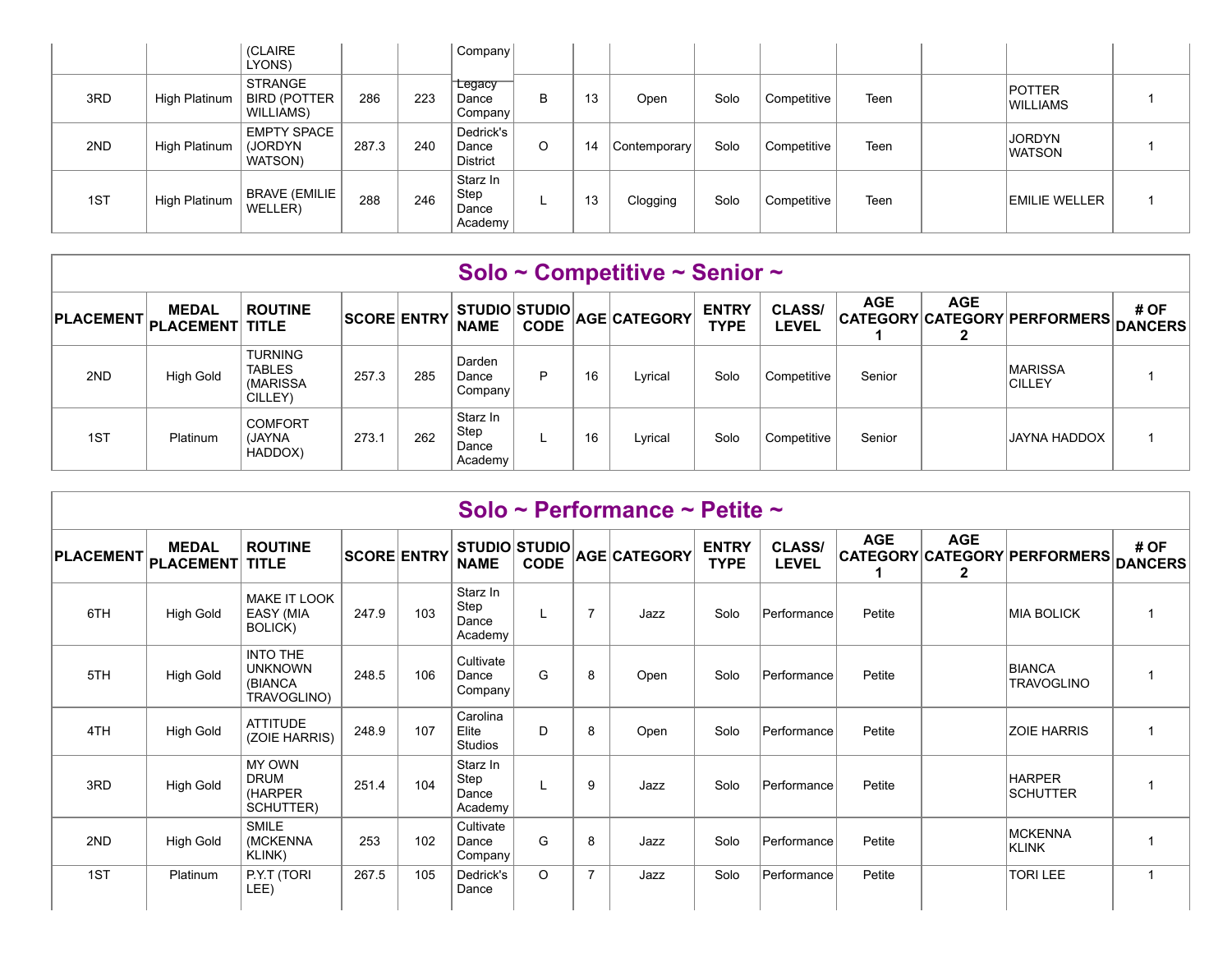| | | (CLAIRE LYONS) | | | Company | | | | | | | | | |
|---|---|---|---|---|---|---|---|---|---|---|---|---|---|---|
| 3RD | High Platinum | STRANGE BIRD (POTTER WILLIAMS) | 286 | 223 | Legacy Dance Company | B | 13 | Open | Solo | Competitive | Teen | | POTTER WILLIAMS | 1 |
| 2ND | High Platinum | EMPTY SPACE (JORDYN WATSON) | 287.3 | 240 | Dedrick's Dance District | O | 14 | Contemporary | Solo | Competitive | Teen | | JORDYN WATSON | 1 |
| 1ST | High Platinum | BRAVE (EMILIE WELLER) | 288 | 246 | Starz In Step Dance Academy | L | 13 | Clogging | Solo | Competitive | Teen | | EMILIE WELLER | 1 |

## Solo ~ Competitive ~ Senior ~

| PLACEMENT | MEDAL PLACEMENT | ROUTINE TITLE | SCORE | ENTRY | STUDIO NAME | STUDIO CODE | AGE | CATEGORY | ENTRY TYPE | CLASS/ LEVEL | AGE CATEGORY 1 | AGE CATEGORY 2 | PERFORMERS | # OF DANCERS |
|---|---|---|---|---|---|---|---|---|---|---|---|---|---|---|
| 2ND | High Gold | TURNING TABLES (MARISSA CILLEY) | 257.3 | 285 | Darden Dance Company | P | 16 | Lyrical | Solo | Competitive | Senior | | MARISSA CILLEY | 1 |
| 1ST | Platinum | COMFORT (JAYNA HADDOX) | 273.1 | 262 | Starz In Step Dance Academy | L | 16 | Lyrical | Solo | Competitive | Senior | | JAYNA HADDOX | 1 |

## Solo ~ Performance ~ Petite ~

| PLACEMENT | MEDAL PLACEMENT | ROUTINE TITLE | SCORE | ENTRY | STUDIO NAME | STUDIO CODE | AGE | CATEGORY | ENTRY TYPE | CLASS/ LEVEL | AGE CATEGORY 1 | AGE CATEGORY 2 | PERFORMERS | # OF DANCERS |
|---|---|---|---|---|---|---|---|---|---|---|---|---|---|---|
| 6TH | High Gold | MAKE IT LOOK EASY (MIA BOLICK) | 247.9 | 103 | Starz In Step Dance Academy | L | 7 | Jazz | Solo | Performance | Petite | | MIA BOLICK | 1 |
| 5TH | High Gold | INTO THE UNKNOWN (BIANCA TRAVOGLINO) | 248.5 | 106 | Cultivate Dance Company | G | 8 | Open | Solo | Performance | Petite | | BIANCA TRAVOGLINO | 1 |
| 4TH | High Gold | ATTITUDE (ZOIE HARRIS) | 248.9 | 107 | Carolina Elite Studios | D | 8 | Open | Solo | Performance | Petite | | ZOIE HARRIS | 1 |
| 3RD | High Gold | MY OWN DRUM (HARPER SCHUTTER) | 251.4 | 104 | Starz In Step Dance Academy | L | 9 | Jazz | Solo | Performance | Petite | | HARPER SCHUTTER | 1 |
| 2ND | High Gold | SMILE (MCKENNA KLINK) | 253 | 102 | Cultivate Dance Company | G | 8 | Jazz | Solo | Performance | Petite | | MCKENNA KLINK | 1 |
| 1ST | Platinum | P.Y.T (TORI LEE) | 267.5 | 105 | Dedrick's Dance | O | 7 | Jazz | Solo | Performance | Petite | | TORI LEE | 1 |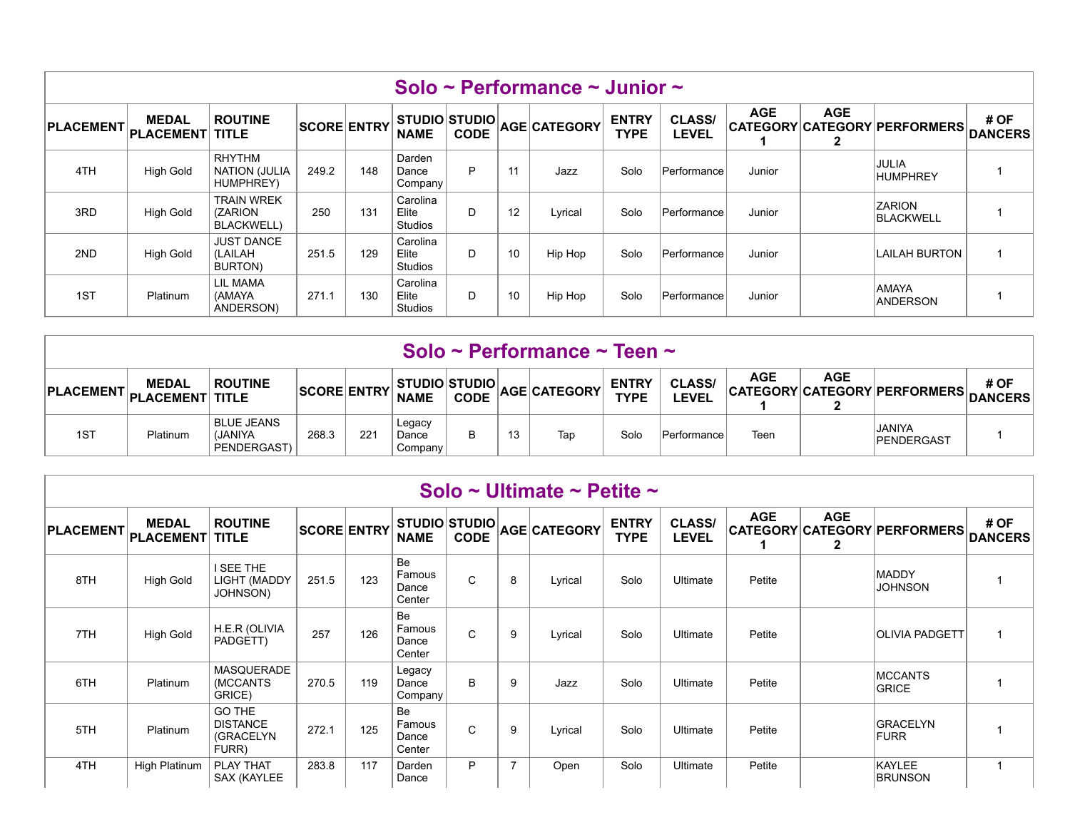## Solo ~ Performance ~ Junior ~

| PLACEMENT | MEDAL PLACEMENT | ROUTINE TITLE | SCORE | ENTRY | STUDIO NAME | STUDIO CODE | AGE | CATEGORY | ENTRY TYPE | CLASS/ LEVEL | AGE CATEGORY 1 | AGE CATEGORY 2 | PERFORMERS | # OF DANCERS |
|---|---|---|---|---|---|---|---|---|---|---|---|---|---|---|
| 4TH | High Gold | RHYTHM NATION (JULIA HUMPHREY) | 249.2 | 148 | Darden Dance Company | P | 11 | Jazz | Solo | Performance | Junior | | JULIA HUMPHREY | 1 |
| 3RD | High Gold | TRAIN WREK (ZARION BLACKWELL) | 250 | 131 | Carolina Elite Studios | D | 12 | Lyrical | Solo | Performance | Junior | | ZARION BLACKWELL | 1 |
| 2ND | High Gold | JUST DANCE (LAILAH BURTON) | 251.5 | 129 | Carolina Elite Studios | D | 10 | Hip Hop | Solo | Performance | Junior | | LAILAH BURTON | 1 |
| 1ST | Platinum | LIL MAMA (AMAYA ANDERSON) | 271.1 | 130 | Carolina Elite Studios | D | 10 | Hip Hop | Solo | Performance | Junior | | AMAYA ANDERSON | 1 |

## Solo ~ Performance ~ Teen ~

| PLACEMENT | MEDAL PLACEMENT | ROUTINE TITLE | SCORE | ENTRY | STUDIO NAME | STUDIO CODE | AGE | CATEGORY | ENTRY TYPE | CLASS/ LEVEL | AGE CATEGORY 1 | AGE CATEGORY 2 | PERFORMERS | # OF DANCERS |
|---|---|---|---|---|---|---|---|---|---|---|---|---|---|---|
| 1ST | Platinum | BLUE JEANS (JANIYA PENDERGAST) | 268.3 | 221 | Legacy Dance Company | B | 13 | Tap | Solo | Performance | Teen | | JANIYA PENDERGAST | 1 |

## Solo ~ Ultimate ~ Petite ~

| PLACEMENT | MEDAL PLACEMENT | ROUTINE TITLE | SCORE | ENTRY | STUDIO NAME | STUDIO CODE | AGE | CATEGORY | ENTRY TYPE | CLASS/ LEVEL | AGE CATEGORY 1 | AGE CATEGORY 2 | PERFORMERS | # OF DANCERS |
|---|---|---|---|---|---|---|---|---|---|---|---|---|---|---|
| 8TH | High Gold | I SEE THE LIGHT (MADDY JOHNSON) | 251.5 | 123 | Be Famous Dance Center | C | 8 | Lyrical | Solo | Ultimate | Petite | | MADDY JOHNSON | 1 |
| 7TH | High Gold | H.E.R (OLIVIA PADGETT) | 257 | 126 | Be Famous Dance Center | C | 9 | Lyrical | Solo | Ultimate | Petite | | OLIVIA PADGETT | 1 |
| 6TH | Platinum | MASQUERADE (MCCANTS GRICE) | 270.5 | 119 | Legacy Dance Company | B | 9 | Jazz | Solo | Ultimate | Petite | | MCCANTS GRICE | 1 |
| 5TH | Platinum | GO THE DISTANCE (GRACELYN FURR) | 272.1 | 125 | Be Famous Dance Center | C | 9 | Lyrical | Solo | Ultimate | Petite | | GRACELYN FURR | 1 |
| 4TH | High Platinum | PLAY THAT SAX (KAYLEE | 283.8 | 117 | Darden Dance | P | 7 | Open | Solo | Ultimate | Petite | | KAYLEE BRUNSON | 1 |